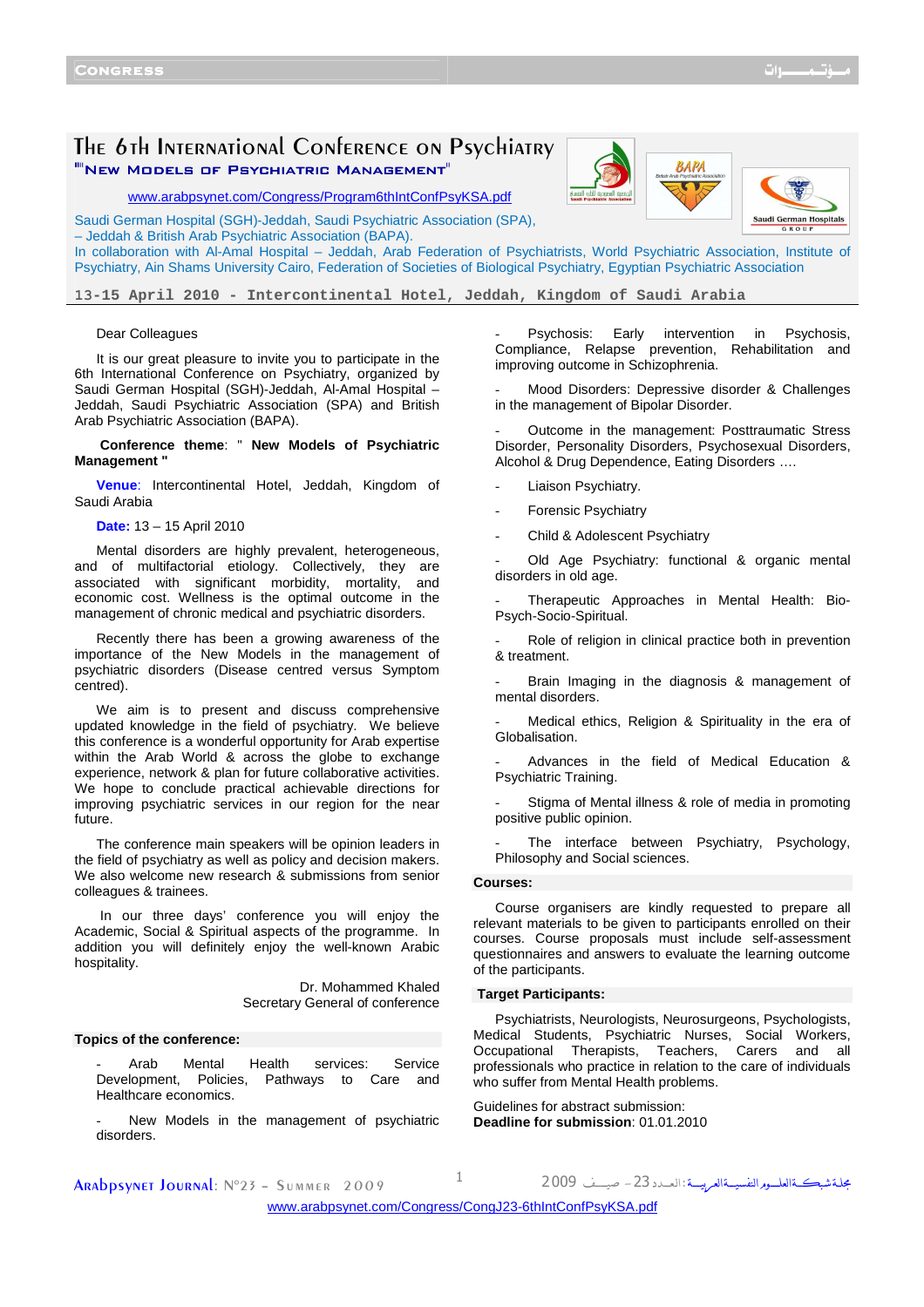# The 6th International Conference on Psychiatry

"'"New Models of Psychiatric Management"

www.arabpsynet.com/Congress/Program6thIntConfPsyKSA.pdf

Saudi German Hospital (SGH)-Jeddah, Saudi Psychiatric Association (SPA), – Jeddah & British Arab Psychiatric Association (BAPA).

In collaboration with Al-Amal Hospital – Jeddah, Arab Federation of Psychiatrists, World Psychiatric Association, Institute of Psychiatry, Ain Shams University Cairo, Federation of Societies of Biological Psychiatry, Egyptian Psychiatric Association

**13-15 April 2010 - Intercontinental Hotel, Jeddah, Kingdom of Saudi Arabia**

Dear Colleagues

It is our great pleasure to invite you to participate in the 6th International Conference on Psychiatry, organized by Saudi German Hospital (SGH)-Jeddah, Al-Amal Hospital – Jeddah, Saudi Psychiatric Association (SPA) and British Arab Psychiatric Association (BAPA).

**Conference theme**: " **New Models of Psychiatric Management "**

**Venue**: Intercontinental Hotel, Jeddah, Kingdom of Saudi Arabia

**Date:** 13 – 15 April 2010

Mental disorders are highly prevalent, heterogeneous, and of multifactorial etiology. Collectively, they are associated with significant morbidity, mortality, and economic cost. Wellness is the optimal outcome in the management of chronic medical and psychiatric disorders.

Recently there has been a growing awareness of the importance of the New Models in the management of psychiatric disorders (Disease centred versus Symptom centred).

We aim is to present and discuss comprehensive updated knowledge in the field of psychiatry. We believe this conference is a wonderful opportunity for Arab expertise within the Arab World & across the globe to exchange experience, network & plan for future collaborative activities. We hope to conclude practical achievable directions for improving psychiatric services in our region for the near future.

The conference main speakers will be opinion leaders in the field of psychiatry as well as policy and decision makers. We also welcome new research & submissions from senior colleagues & trainees.

In our three days' conference you will enjoy the Academic, Social & Spiritual aspects of the programme. In addition you will definitely enjoy the well-known Arabic hospitality.

Dr. Mohammed Khaled
Secretary General of conference

## Topics of the conference:

- Arab Mental Health services: Service Development, Policies, Pathways to Care and Healthcare economics.
- New Models in the management of psychiatric disorders.
- Psychosis: Early intervention in Psychosis, Compliance, Relapse prevention, Rehabilitation and improving outcome in Schizophrenia.
- Mood Disorders: Depressive disorder & Challenges in the management of Bipolar Disorder.
- Outcome in the management: Posttraumatic Stress Disorder, Personality Disorders, Psychosexual Disorders, Alcohol & Drug Dependence, Eating Disorders ….
- Liaison Psychiatry.
- Forensic Psychiatry
- Child & Adolescent Psychiatry
- Old Age Psychiatry: functional & organic mental disorders in old age.
- Therapeutic Approaches in Mental Health: Bio-Psych-Socio-Spiritual.
- Role of religion in clinical practice both in prevention & treatment.
- Brain Imaging in the diagnosis & management of mental disorders.
- Medical ethics, Religion & Spirituality in the era of Globalisation.
- Advances in the field of Medical Education & Psychiatric Training.
- Stigma of Mental illness & role of media in promoting positive public opinion.
- The interface between Psychiatry, Psychology, Philosophy and Social sciences.

## Courses:

Course organisers are kindly requested to prepare all relevant materials to be given to participants enrolled on their courses. Course proposals must include self-assessment questionnaires and answers to evaluate the learning outcome of the participants.

## Target Participants:

Psychiatrists, Neurologists, Neurosurgeons, Psychologists, Medical Students, Psychiatric Nurses, Social Workers, Occupational Therapists, Teachers, Carers and all professionals who practice in relation to the care of individuals who suffer from Mental Health problems.

Guidelines for abstract submission:
**Deadline for submission**: 01.01.2010

www.arabpsynet.com/Congress/CongJ23-6thIntConfPsyKSA.pdf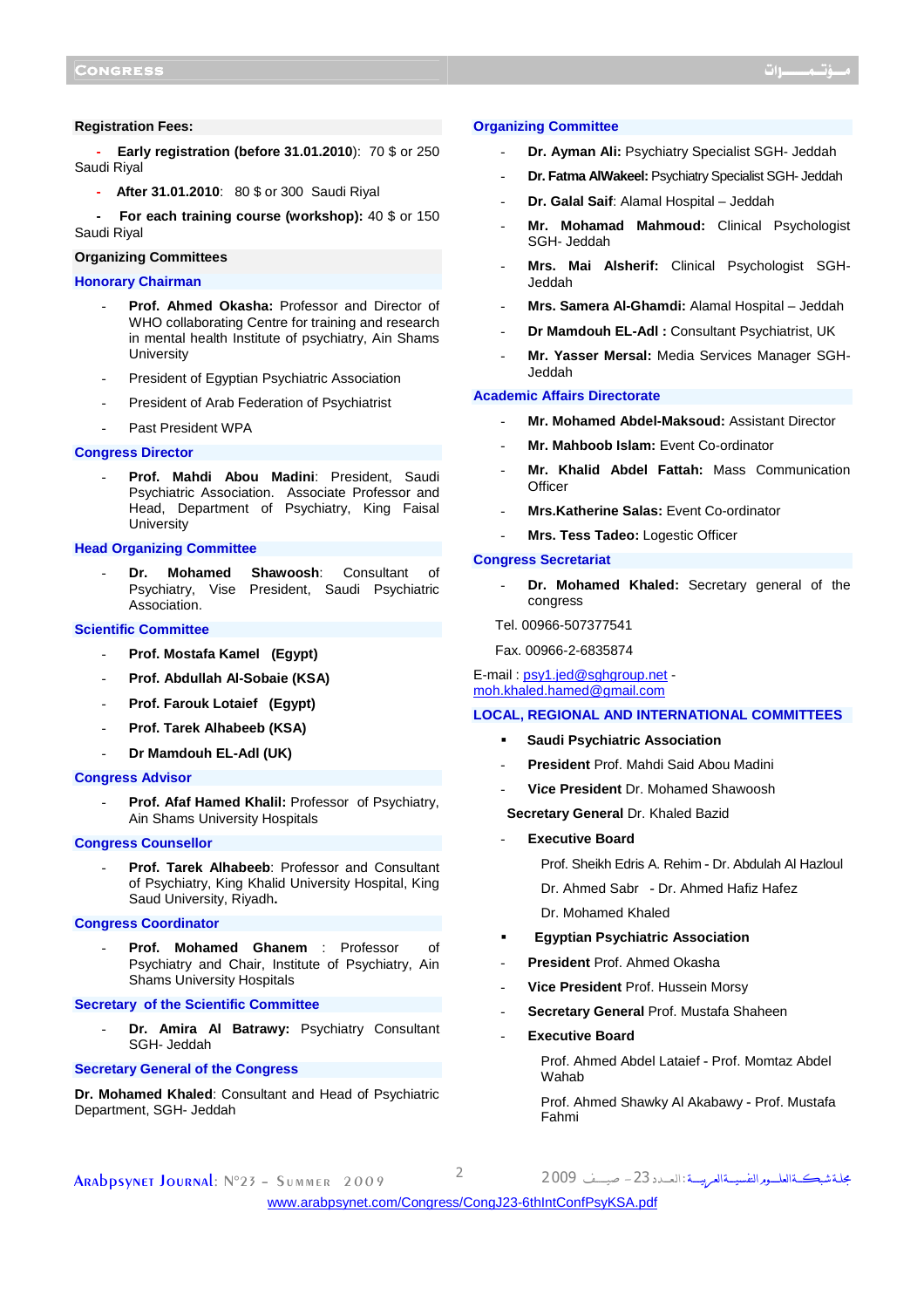**Registration Fees:**

- **Early registration (before 31.01.2010)**: 70 $ or 250 Saudi Riyal
- **After 31.01.2010**: 80 $ or 300 Saudi Riyal
- **For each training course (workshop):** 40 $ or 150 Saudi Riyal

**Organizing Committees**

## Honorary Chairman

- **Prof. Ahmed Okasha:** Professor and Director of WHO collaborating Centre for training and research in mental health Institute of psychiatry, Ain Shams University
- President of Egyptian Psychiatric Association
- President of Arab Federation of Psychiatrist
- Past President WPA

## Congress Director

- **Prof. Mahdi Abou Madini**: President, Saudi Psychiatric Association. Associate Professor and Head, Department of Psychiatry, King Faisal University

## Head Organizing Committee

- **Dr. Mohamed Shawoosh**: Consultant of Psychiatry, Vise President, Saudi Psychiatric Association.

## Scientific Committee

- **Prof. Mostafa Kamel (Egypt)**
- **Prof. Abdullah Al-Sobaie (KSA)**
- **Prof. Farouk Lotaief (Egypt)**
- **Prof. Tarek Alhabeeb (KSA)**
- **Dr Mamdouh EL-Adl (UK)**

## Congress Advisor

- **Prof. Afaf Hamed Khalil:** Professor of Psychiatry, Ain Shams University Hospitals

## Congress Counsellor

- **Prof. Tarek Alhabeeb**: Professor and Consultant of Psychiatry, King Khalid University Hospital, King Saud University, Riyadh**.**

## Congress Coordinator

- **Prof. Mohamed Ghanem** : Professor of Psychiatry and Chair, Institute of Psychiatry, Ain Shams University Hospitals

## Secretary of the Scientific Committee

- **Dr. Amira Al Batrawy:** Psychiatry Consultant SGH- Jeddah

## Secretary General of the Congress

**Dr. Mohamed Khaled**: Consultant and Head of Psychiatric Department, SGH- Jeddah

## Organizing Committee

- **Dr. Ayman Ali:** Psychiatry Specialist SGH- Jeddah
- **Dr. Fatma AlWakeel:** Psychiatry Specialist SGH- Jeddah
- **Dr. Galal Saif**: Alamal Hospital – Jeddah
- **Mr. Mohamad Mahmoud:** Clinical Psychologist SGH- Jeddah
- **Mrs. Mai Alsherif:** Clinical Psychologist SGH- Jeddah
- **Mrs. Samera Al-Ghamdi:** Alamal Hospital – Jeddah
- **Dr Mamdouh EL-Adl :** Consultant Psychiatrist, UK
- **Mr. Yasser Mersal:** Media Services Manager SGH- Jeddah

## Academic Affairs Directorate

- **Mr. Mohamed Abdel-Maksoud:** Assistant Director
- **Mr. Mahboob Islam:** Event Co-ordinator
- **Mr. Khalid Abdel Fattah:** Mass Communication Officer
- **Mrs.Katherine Salas:** Event Co-ordinator
- **Mrs. Tess Tadeo:** Logestic Officer

## Congress Secretariat

- **Dr. Mohamed Khaled:** Secretary general of the congress

Tel. 00966-507377541

Fax. 00966-2-6835874

E-mail : psy1.jed@sghgroup.net - moh.khaled.hamed@gmail.com

## LOCAL, REGIONAL AND INTERNATIONAL COMMITTEES

- **Saudi Psychiatric Association**
  - **President** Prof. Mahdi Said Abou Madini
  - **Vice President** Dr. Mohamed Shawoosh

  **Secretary General** Dr. Khaled Bazid

  - **Executive Board**

    Prof. Sheikh Edris A. Rehim - Dr. Abdulah Al Hazloul

    Dr. Ahmed Sabr - Dr. Ahmed Hafiz Hafez

    Dr. Mohamed Khaled

- **Egyptian Psychiatric Association**
  - **President** Prof. Ahmed Okasha
  - **Vice President** Prof. Hussein Morsy
  - **Secretary General** Prof. Mustafa Shaheen
  - **Executive Board**

    Prof. Ahmed Abdel Lataief - Prof. Momtaz Abdel Wahab

    Prof. Ahmed Shawky Al Akabawy - Prof. Mustafa Fahmi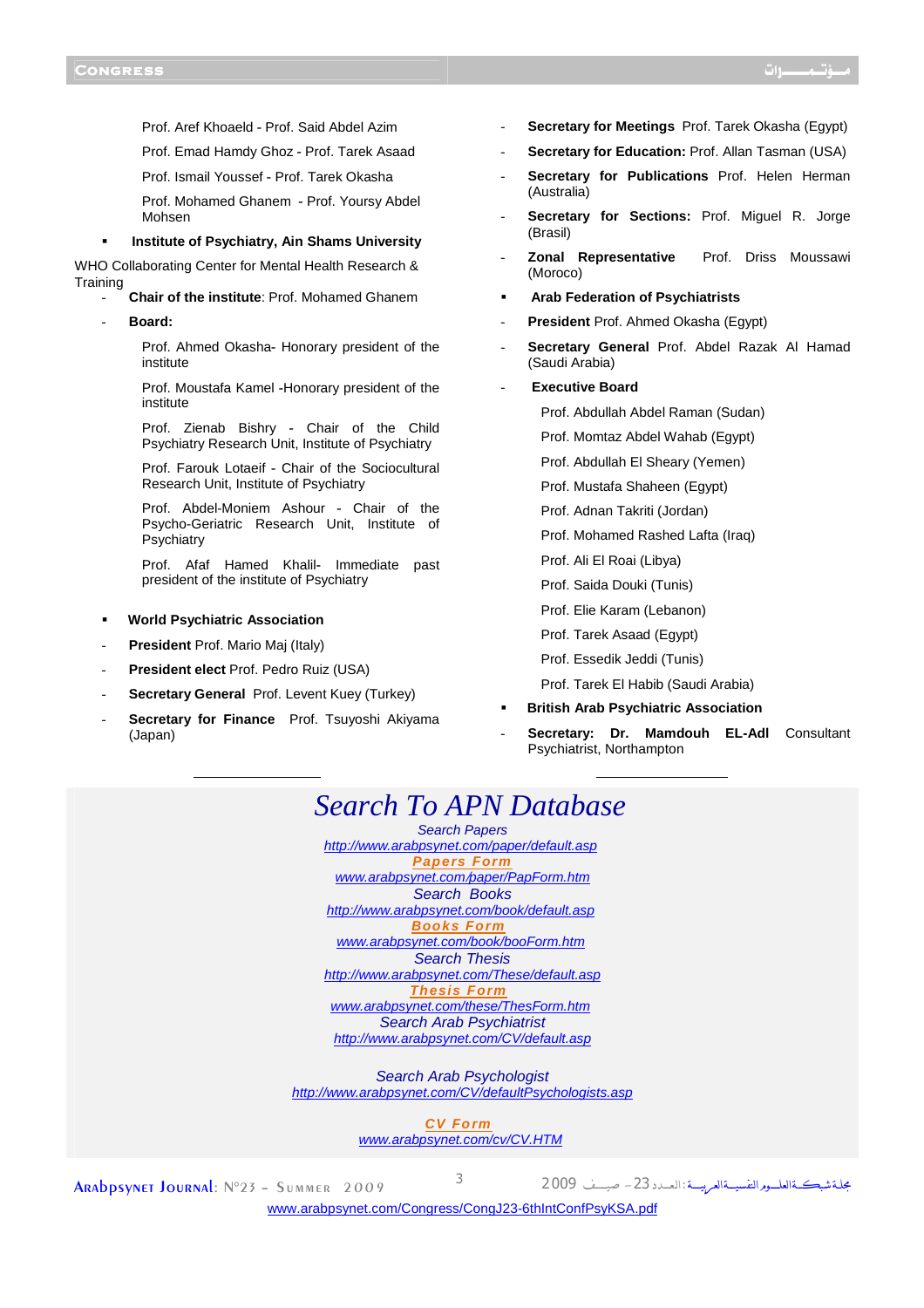Prof. Aref Khoaeld - Prof. Said Abdel Azim

Prof. Emad Hamdy Ghoz - Prof. Tarek Asaad

Prof. Ismail Youssef - Prof. Tarek Okasha

Prof. Mohamed Ghanem - Prof. Yoursy Abdel Mohsen

- **Institute of Psychiatry, Ain Shams University**

WHO Collaborating Center for Mental Health Research & Training

- **Chair of the institute**: Prof. Mohamed Ghanem
- **Board:**

Prof. Ahmed Okasha- Honorary president of the institute

Prof. Moustafa Kamel -Honorary president of the institute

Prof. Zienab Bishry - Chair of the Child Psychiatry Research Unit, Institute of Psychiatry

Prof. Farouk Lotaeif - Chair of the Sociocultural Research Unit, Institute of Psychiatry

Prof. Abdel-Moniem Ashour - Chair of the Psycho-Geriatric Research Unit, Institute of Psychiatry

Prof. Afaf Hamed Khalil- Immediate past president of the institute of Psychiatry

- **World Psychiatric Association**
- **President** Prof. Mario Maj (Italy)
- **President elect** Prof. Pedro Ruiz (USA)
- **Secretary General** Prof. Levent Kuey (Turkey)
- **Secretary for Finance** Prof. Tsuyoshi Akiyama (Japan)
- **Secretary for Meetings** Prof. Tarek Okasha (Egypt)
- **Secretary for Education:** Prof. Allan Tasman (USA)
- **Secretary for Publications** Prof. Helen Herman (Australia)
- **Secretary for Sections:** Prof. Miguel R. Jorge (Brasil)
- **Zonal Representative** Prof. Driss Moussawi (Moroco)

- **Arab Federation of Psychiatrists**
- **President** Prof. Ahmed Okasha (Egypt)
- **Secretary General** Prof. Abdel Razak Al Hamad (Saudi Arabia)
- **Executive Board**

Prof. Abdullah Abdel Raman (Sudan)

Prof. Momtaz Abdel Wahab (Egypt)

Prof. Abdullah El Sheary (Yemen)

Prof. Mustafa Shaheen (Egypt)

Prof. Adnan Takriti (Jordan)

Prof. Mohamed Rashed Lafta (Iraq)

Prof. Ali El Roai (Libya)

Prof. Saida Douki (Tunis)

Prof. Elie Karam (Lebanon)

Prof. Tarek Asaad (Egypt)

Prof. Essedik Jeddi (Tunis)

Prof. Tarek El Habib (Saudi Arabia)

- **British Arab Psychiatric Association**
- **Secretary: Dr. Mamdouh EL-Adl** Consultant Psychiatrist, Northampton

# *Search To APN Database*

*Search Papers*
http://www.arabpsynet.com/paper/default.asp
**Papers Form**
www.arabpsynet.com/paper/PapForm.htm
*Search Books*
http://www.arabpsynet.com/book/default.asp
**Books Form**
www.arabpsynet.com/book/booForm.htm
*Search Thesis*
http://www.arabpsynet.com/These/default.asp
**Thesis Form**
www.arabpsynet.com/these/ThesForm.htm
*Search Arab Psychiatrist*
http://www.arabpsynet.com/CV/default.asp

*Search Arab Psychologist*
http://www.arabpsynet.com/CV/defaultPsychologists.asp

**CV Form**
www.arabpsynet.com/cv/CV.HTM

www.arabpsynet.com/Congress/CongJ23-6thIntConfPsyKSA.pdf